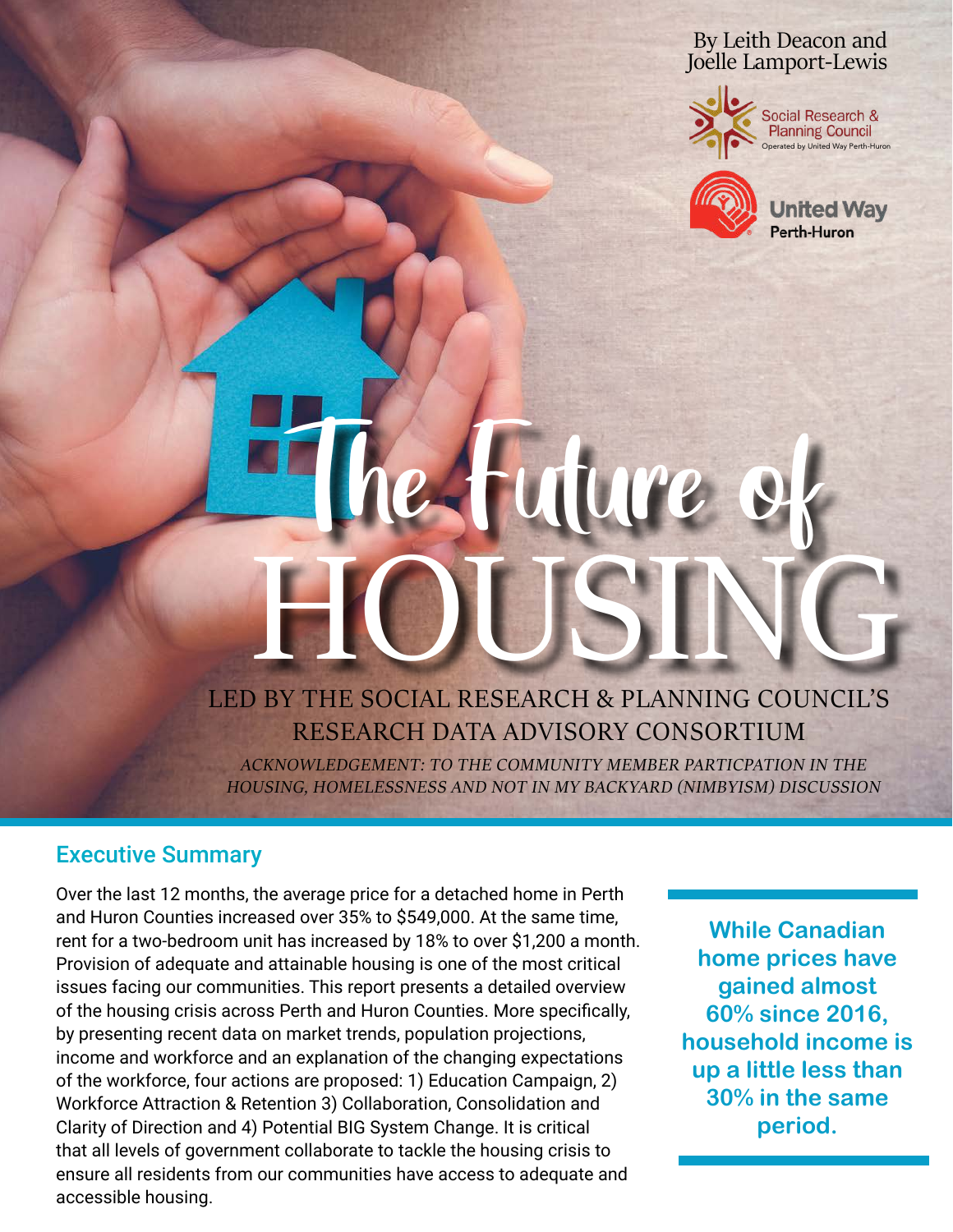By Leith Deacon and Joelle Lamport-Lewis

Social Research & Planning Council
Operated by United Way Perth-Huron

United Way Perth-Huron

# The Future of HOUSING

LED BY THE SOCIAL RESEARCH & PLANNING COUNCIL'S RESEARCH DATA ADVISORY CONSORTIUM

*ACKNOWLEDGEMENT: TO THE COMMUNITY MEMBER PARTICPATION IN THE HOUSING, HOMELESSNESS AND NOT IN MY BACKYARD (NIMBYISM) DISCUSSION*

## Executive Summary

Over the last 12 months, the average price for a detached home in Perth and Huron Counties increased over 35% to $549,000. At the same time, rent for a two-bedroom unit has increased by 18% to over $1,200 a month. Provision of adequate and attainable housing is one of the most critical issues facing our communities. This report presents a detailed overview of the housing crisis across Perth and Huron Counties. More specifically, by presenting recent data on market trends, population projections, income and workforce and an explanation of the changing expectations of the workforce, four actions are proposed: 1) Education Campaign, 2) Workforce Attraction & Retention 3) Collaboration, Consolidation and Clarity of Direction and 4) Potential BIG System Change. It is critical that all levels of government collaborate to tackle the housing crisis to ensure all residents from our communities have access to adequate and accessible housing.

**While Canadian home prices have gained almost 60% since 2016, household income is up a little less than 30% in the same period.**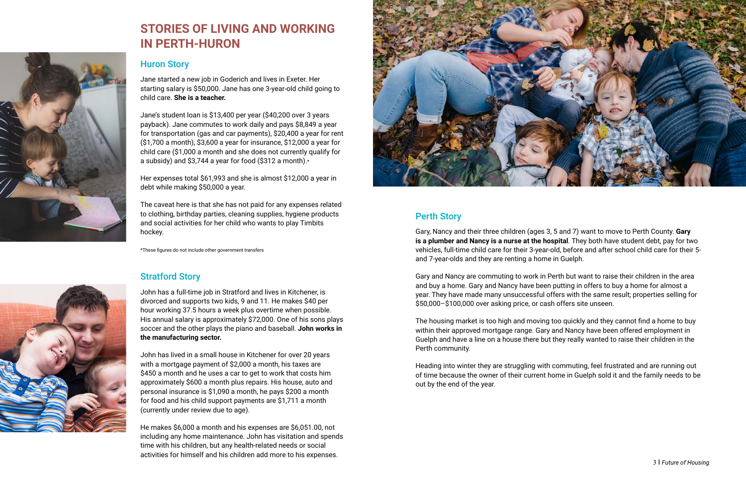# STORIES OF LIVING AND WORKING IN PERTH-HURON

## Huron Story

Jane started a new job in Goderich and lives in Exeter. Her starting salary is $50,000. Jane has one 3-year-old child going to child care. **She is a teacher.**

Jane's student loan is $13,400 per year ($40,200 over 3 years payback). Jane commutes to work daily and pays $8,849 a year for transportation (gas and car payments), $20,400 a year for rent ($1,700 a month), $3,600 a year for insurance, $12,000 a year for child care ($1,000 a month and she does not currently qualify for a subsidy) and $3,744 a year for food ($312 a month).*

Her expenses total $61,993 and she is almost $12,000 a year in debt while making $50,000 a year.

The caveat here is that she has not paid for any expenses related to clothing, birthday parties, cleaning supplies, hygiene products and social activities for her child who wants to play Timbits hockey.

*These figures do not include other government transfers

## Stratford Story

John has a full-time job in Stratford and lives in Kitchener, is divorced and supports two kids, 9 and 11. He makes $40 per hour working 37.5 hours a week plus overtime when possible. His annual salary is approximately $72,000. One of his sons plays soccer and the other plays the piano and baseball. **John works in the manufacturing sector.**

John has lived in a small house in Kitchener for over 20 years with a mortgage payment of $2,000 a month, his taxes are $450 a month and he uses a car to get to work that costs him approximately $600 a month plus repairs. His house, auto and personal insurance is $1,090 a month, he pays $200 a month for food and his child support payments are $1,711 a month (currently under review due to age).

He makes $6,000 a month and his expenses are $6,051.00, not including any home maintenance. John has visitation and spends time with his children, but any health-related needs or social activities for himself and his children add more to his expenses.

## Perth Story

Gary, Nancy and their three children (ages 3, 5 and 7) want to move to Perth County. **Gary is a plumber and Nancy is a nurse at the hospital**. They both have student debt, pay for two vehicles, full-time child care for their 3-year-old, before and after school child care for their 5- and 7-year-olds and they are renting a home in Guelph.

Gary and Nancy are commuting to work in Perth but want to raise their children in the area and buy a home. Gary and Nancy have been putting in offers to buy a home for almost a year. They have made many unsuccessful offers with the same result; properties selling for $50,000–$100,000 over asking price, or cash offers site unseen.

The housing market is too high and moving too quickly and they cannot find a home to buy within their approved mortgage range. Gary and Nancy have been offered employment in Guelph and have a line on a house there but they really wanted to raise their children in the Perth community.

Heading into winter they are struggling with commuting, feel frustrated and are running out of time because the owner of their current home in Guelph sold it and the family needs to be out by the end of the year.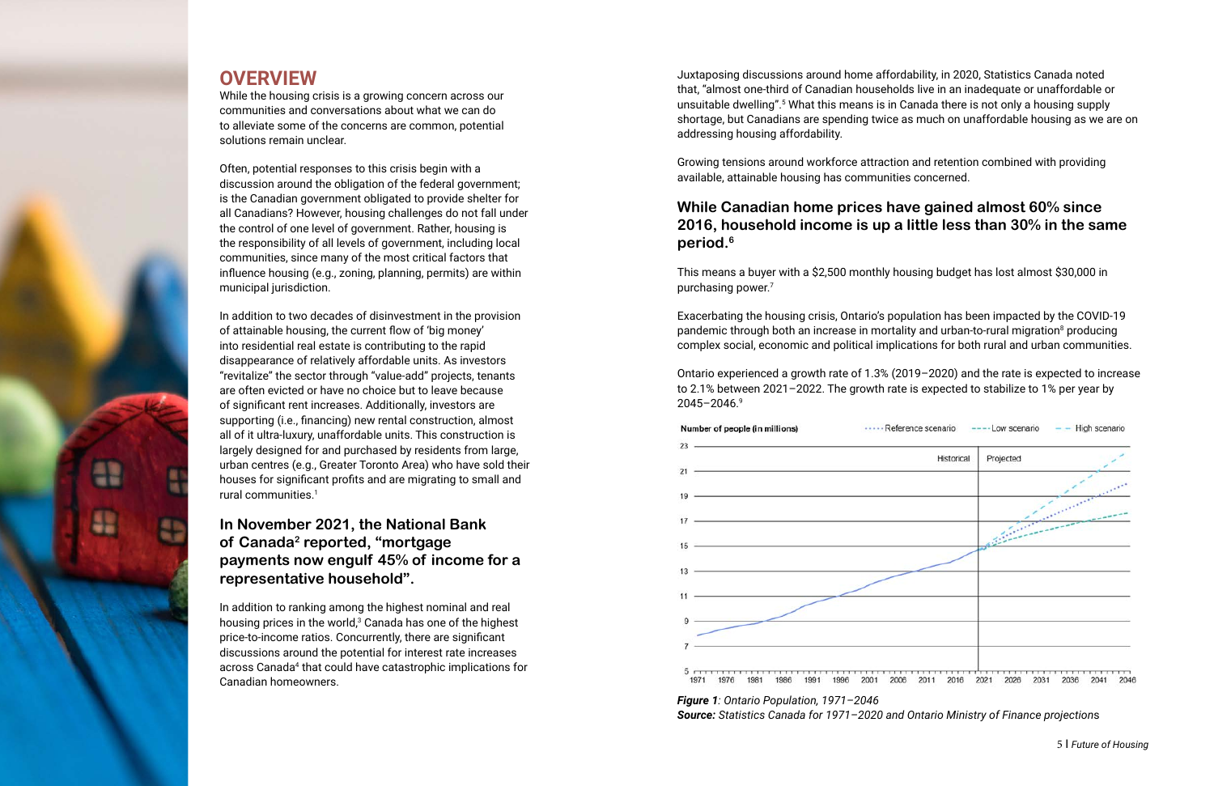## OVERVIEW

While the housing crisis is a growing concern across our communities and conversations about what we can do to alleviate some of the concerns are common, potential solutions remain unclear.

Often, potential responses to this crisis begin with a discussion around the obligation of the federal government; is the Canadian government obligated to provide shelter for all Canadians? However, housing challenges do not fall under the control of one level of government. Rather, housing is the responsibility of all levels of government, including local communities, since many of the most critical factors that influence housing (e.g., zoning, planning, permits) are within municipal jurisdiction.

In addition to two decades of disinvestment in the provision of attainable housing, the current flow of 'big money' into residential real estate is contributing to the rapid disappearance of relatively affordable units. As investors "revitalize" the sector through "value-add" projects, tenants are often evicted or have no choice but to leave because of significant rent increases. Additionally, investors are supporting (i.e., financing) new rental construction, almost all of it ultra-luxury, unaffordable units. This construction is largely designed for and purchased by residents from large, urban centres (e.g., Greater Toronto Area) who have sold their houses for significant profits and are migrating to small and rural communities.[1]

### In November 2021, the National Bank of Canada[2] reported, "mortgage payments now engulf 45% of income for a representative household".

In addition to ranking among the highest nominal and real housing prices in the world,[3] Canada has one of the highest price-to-income ratios. Concurrently, there are significant discussions around the potential for interest rate increases across Canada[4] that could have catastrophic implications for Canadian homeowners.

Juxtaposing discussions around home affordability, in 2020, Statistics Canada noted that, "almost one-third of Canadian households live in an inadequate or unaffordable or unsuitable dwelling".[5] What this means is in Canada there is not only a housing supply shortage, but Canadians are spending twice as much on unaffordable housing as we are on addressing housing affordability.

Growing tensions around workforce attraction and retention combined with providing available, attainable housing has communities concerned.

### While Canadian home prices have gained almost 60% since 2016, household income is up a little less than 30% in the same period.[6]

This means a buyer with a $2,500 monthly housing budget has lost almost $30,000 in purchasing power.[7]

Exacerbating the housing crisis, Ontario's population has been impacted by the COVID-19 pandemic through both an increase in mortality and urban-to-rural migration[8] producing complex social, economic and political implications for both rural and urban communities.

Ontario experienced a growth rate of 1.3% (2019–2020) and the rate is expected to increase to 2.1% between 2021–2022. The growth rate is expected to stabilize to 1% per year by 2045–2046.[9]

***Figure 1**: Ontario Population, 1971–2046*
***Source:** Statistics Canada for 1971–2020 and Ontario Ministry of Finance projections*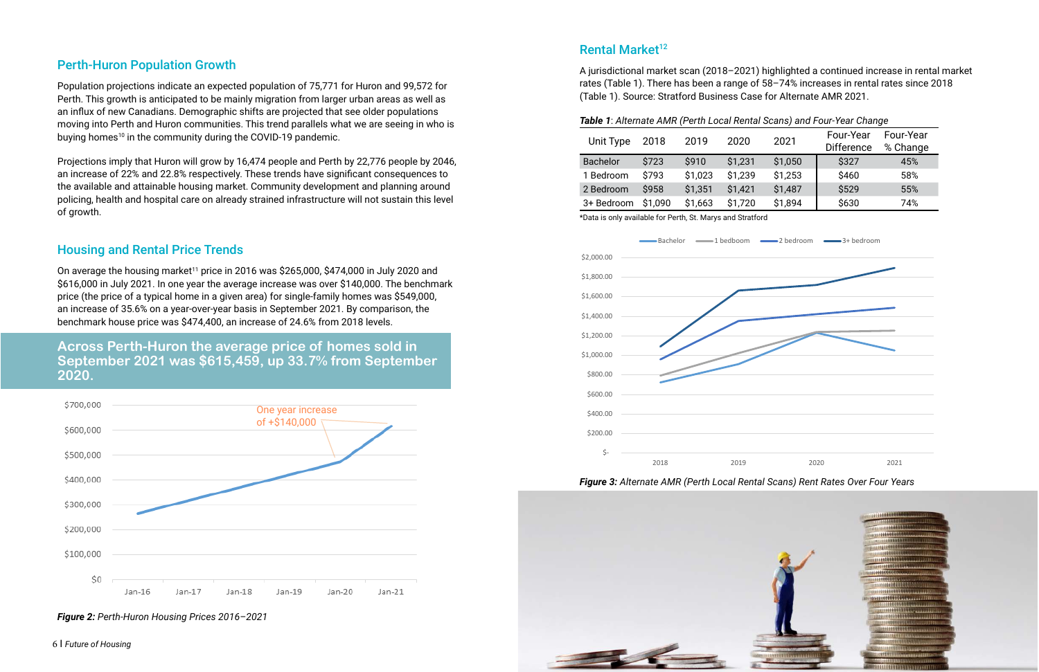## Perth-Huron Population Growth

Population projections indicate an expected population of 75,771 for Huron and 99,572 for Perth. This growth is anticipated to be mainly migration from larger urban areas as well as an influx of new Canadians. Demographic shifts are projected that see older populations moving into Perth and Huron communities. This trend parallels what we are seeing in who is buying homes[10] in the community during the COVID-19 pandemic.

Projections imply that Huron will grow by 16,474 people and Perth by 22,776 people by 2046, an increase of 22% and 22.8% respectively. These trends have significant consequences to the available and attainable housing market. Community development and planning around policing, health and hospital care on already strained infrastructure will not sustain this level of growth.

## Housing and Rental Price Trends

On average the housing market[11] price in 2016 was $265,000, $474,000 in July 2020 and $616,000 in July 2021. In one year the average increase was over $140,000. The benchmark price (the price of a typical home in a given area) for single-family homes was $549,000, an increase of 35.6% on a year-over-year basis in September 2021. By comparison, the benchmark house price was $474,400, an increase of 24.6% from 2018 levels.

**Across Perth-Huron the average price of homes sold in September 2021 was $615,459, up 33.7% from September 2020.**

***Figure 2:*** *Perth-Huron Housing Prices 2016–2021*

## Rental Market[12]

A jurisdictional market scan (2018–2021) highlighted a continued increase in rental market rates (Table 1). There has been a range of 58–74% increases in rental rates since 2018 (Table 1). Source: Stratford Business Case for Alternate AMR 2021.

***Table 1****: Alternate AMR (Perth Local Rental Scans) and Four-Year Change*

| Unit Type | 2018 | 2019 | 2020 | 2021 | Four-Year Difference | Four-Year % Change |
|---|---|---|---|---|---|---|
| Bachelor | $723 | $910 | $1,231 | $1,050 | $327 | 45% |
| 1 Bedroom | $793 | $1,023 | $1,239 | $1,253 | $460 | 58% |
| 2 Bedroom | $958 | $1,351 | $1,421 | $1,487 | $529 | 55% |
| 3+ Bedroom | $1,090 | $1,663 | $1,720 | $1,894 | $630 | 74% |

*Data is only available for Perth, St. Marys and Stratford

***Figure 3:*** *Alternate AMR (Perth Local Rental Scans) Rent Rates Over Four Years*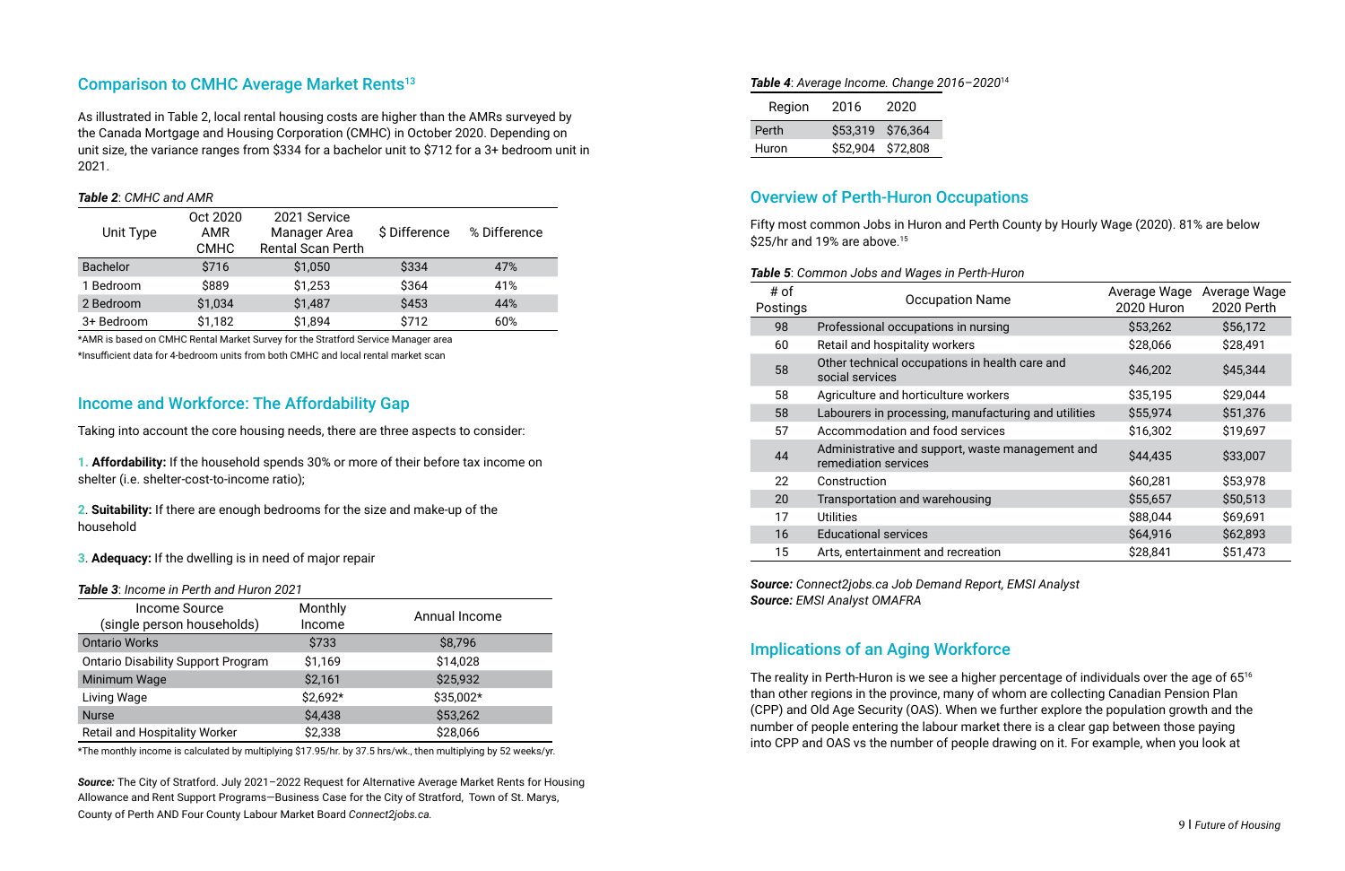## Comparison to CMHC Average Market Rents[13]

As illustrated in Table 2, local rental housing costs are higher than the AMRs surveyed by the Canada Mortgage and Housing Corporation (CMHC) in October 2020. Depending on unit size, the variance ranges from $334 for a bachelor unit to $712 for a 3+ bedroom unit in 2021.

***Table 2**: CMHC and AMR*

| Unit Type | Oct 2020 AMR CMHC | 2021 Service Manager Area Rental Scan Perth | $ Difference | % Difference |
|---|---|---|---|---|
| Bachelor | $716 | $1,050 | $334 | 47% |
| 1 Bedroom | $889 | $1,253 | $364 | 41% |
| 2 Bedroom | $1,034 | $1,487 | $453 | 44% |
| 3+ Bedroom | $1,182 | $1,894 | $712 | 60% |

*AMR is based on CMHC Rental Market Survey for the Stratford Service Manager area

*Insufficient data for 4-bedroom units from both CMHC and local rental market scan

## Income and Workforce: The Affordability Gap

Taking into account the core housing needs, there are three aspects to consider:

1. **Affordability:** If the household spends 30% or more of their before tax income on shelter (i.e. shelter-cost-to-income ratio);

2. **Suitability:** If there are enough bedrooms for the size and make-up of the household

3. **Adequacy:** If the dwelling is in need of major repair

***Table 3**: Income in Perth and Huron 2021*

| Income Source (single person households) | Monthly Income | Annual Income |
|---|---|---|
| Ontario Works | $733 | $8,796 |
| Ontario Disability Support Program | $1,169 | $14,028 |
| Minimum Wage | $2,161 | $25,932 |
| Living Wage | $2,692* | $35,002* |
| Nurse | $4,438 | $53,262 |
| Retail and Hospitality Worker | $2,338 | $28,066 |

*The monthly income is calculated by multiplying $17.95/hr. by 37.5 hrs/wk., then multiplying by 52 weeks/yr.

***Source:*** The City of Stratford. July 2021–2022 Request for Alternative Average Market Rents for Housing Allowance and Rent Support Programs—Business Case for the City of Stratford, Town of St. Marys, County of Perth AND Four County Labour Market Board *Connect2jobs.ca.*

***Table 4**: Average Income. Change 2016–2020*[14]

| Region | 2016 | 2020 |
|---|---|---|
| Perth | $53,319 | $76,364 |
| Huron | $52,904 | $72,808 |

## Overview of Perth-Huron Occupations

Fifty most common Jobs in Huron and Perth County by Hourly Wage (2020). 81% are below $25/hr and 19% are above.[15]

***Table 5**: Common Jobs and Wages in Perth-Huron*

| # of Postings | Occupation Name | Average Wage 2020 Huron | Average Wage 2020 Perth |
|---|---|---|---|
| 98 | Professional occupations in nursing | $53,262 | $56,172 |
| 60 | Retail and hospitality workers | $28,066 | $28,491 |
| 58 | Other technical occupations in health care and social services | $46,202 | $45,344 |
| 58 | Agriculture and horticulture workers | $35,195 | $29,044 |
| 58 | Labourers in processing, manufacturing and utilities | $55,974 | $51,376 |
| 57 | Accommodation and food services | $16,302 | $19,697 |
| 44 | Administrative and support, waste management and remediation services | $44,435 | $33,007 |
| 22 | Construction | $60,281 | $53,978 |
| 20 | Transportation and warehousing | $55,657 | $50,513 |
| 17 | Utilities | $88,044 | $69,691 |
| 16 | Educational services | $64,916 | $62,893 |
| 15 | Arts, entertainment and recreation | $28,841 | $51,473 |

***Source:** Connect2jobs.ca Job Demand Report, EMSI Analyst*
***Source:** EMSI Analyst OMAFRA*

## Implications of an Aging Workforce

The reality in Perth-Huron is we see a higher percentage of individuals over the age of 65[16] than other regions in the province, many of whom are collecting Canadian Pension Plan (CPP) and Old Age Security (OAS). When we further explore the population growth and the number of people entering the labour market there is a clear gap between those paying into CPP and OAS vs the number of people drawing on it. For example, when you look at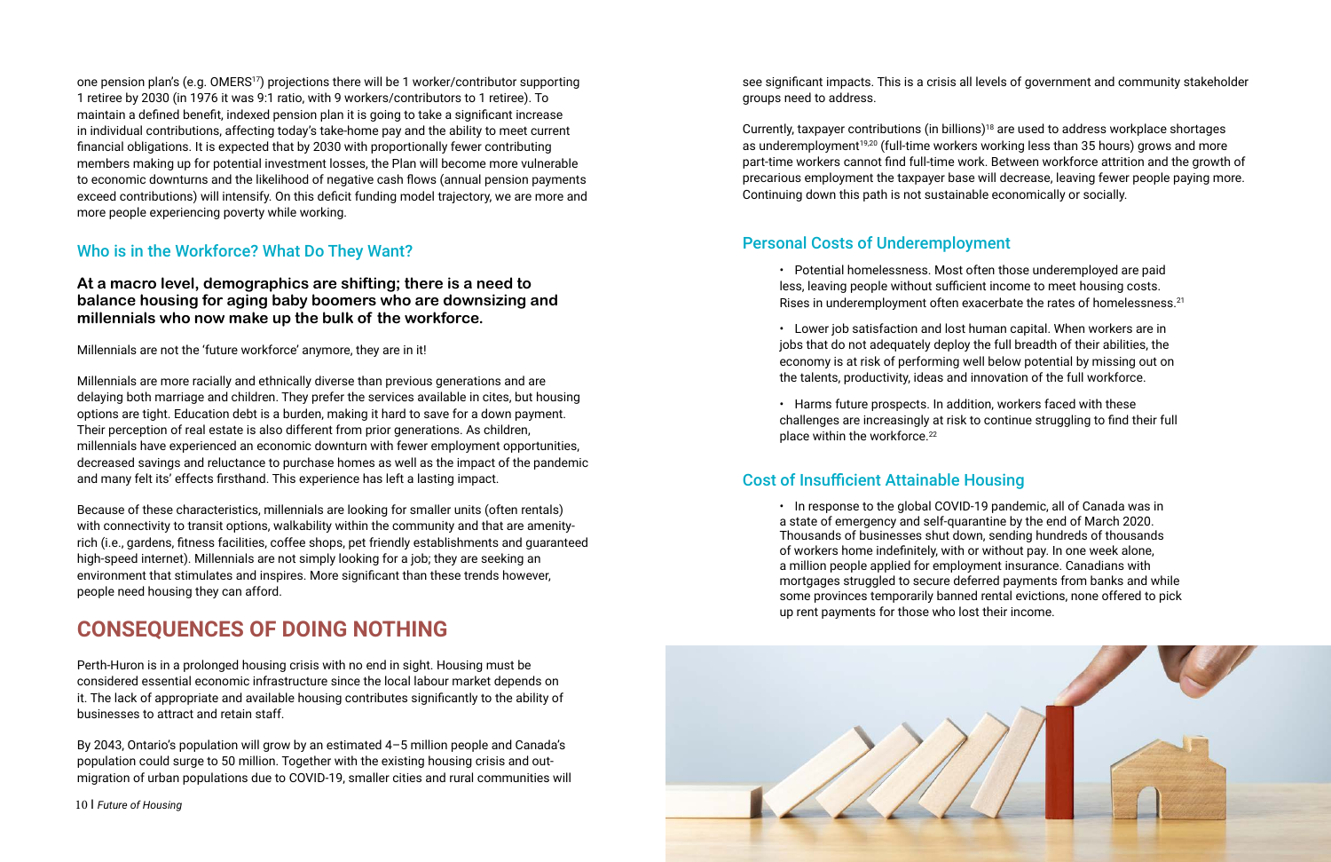one pension plan's (e.g. OMERS[17]) projections there will be 1 worker/contributor supporting 1 retiree by 2030 (in 1976 it was 9:1 ratio, with 9 workers/contributors to 1 retiree). To maintain a defined benefit, indexed pension plan it is going to take a significant increase in individual contributions, affecting today's take-home pay and the ability to meet current financial obligations. It is expected that by 2030 with proportionally fewer contributing members making up for potential investment losses, the Plan will become more vulnerable to economic downturns and the likelihood of negative cash flows (annual pension payments exceed contributions) will intensify. On this deficit funding model trajectory, we are more and more people experiencing poverty while working.

## Who is in the Workforce? What Do They Want?

**At a macro level, demographics are shifting; there is a need to balance housing for aging baby boomers who are downsizing and millennials who now make up the bulk of the workforce.**

Millennials are not the 'future workforce' anymore, they are in it!

Millennials are more racially and ethnically diverse than previous generations and are delaying both marriage and children. They prefer the services available in cites, but housing options are tight. Education debt is a burden, making it hard to save for a down payment. Their perception of real estate is also different from prior generations. As children, millennials have experienced an economic downturn with fewer employment opportunities, decreased savings and reluctance to purchase homes as well as the impact of the pandemic and many felt its' effects firsthand. This experience has left a lasting impact.

Because of these characteristics, millennials are looking for smaller units (often rentals) with connectivity to transit options, walkability within the community and that are amenity-rich (i.e., gardens, fitness facilities, coffee shops, pet friendly establishments and guaranteed high-speed internet). Millennials are not simply looking for a job; they are seeking an environment that stimulates and inspires. More significant than these trends however, people need housing they can afford.

# CONSEQUENCES OF DOING NOTHING

Perth-Huron is in a prolonged housing crisis with no end in sight. Housing must be considered essential economic infrastructure since the local labour market depends on it. The lack of appropriate and available housing contributes significantly to the ability of businesses to attract and retain staff.

By 2043, Ontario's population will grow by an estimated 4–5 million people and Canada's population could surge to 50 million. Together with the existing housing crisis and out-migration of urban populations due to COVID-19, smaller cities and rural communities will see significant impacts. This is a crisis all levels of government and community stakeholder groups need to address.

Currently, taxpayer contributions (in billions)[18] are used to address workplace shortages as underemployment[19,20] (full-time workers working less than 35 hours) grows and more part-time workers cannot find full-time work. Between workforce attrition and the growth of precarious employment the taxpayer base will decrease, leaving fewer people paying more. Continuing down this path is not sustainable economically or socially.

## Personal Costs of Underemployment

- Potential homelessness. Most often those underemployed are paid less, leaving people without sufficient income to meet housing costs. Rises in underemployment often exacerbate the rates of homelessness.[21]
- Lower job satisfaction and lost human capital. When workers are in jobs that do not adequately deploy the full breadth of their abilities, the economy is at risk of performing well below potential by missing out on the talents, productivity, ideas and innovation of the full workforce.
- Harms future prospects. In addition, workers faced with these challenges are increasingly at risk to continue struggling to find their full place within the workforce.[22]

## Cost of Insufficient Attainable Housing

- In response to the global COVID-19 pandemic, all of Canada was in a state of emergency and self-quarantine by the end of March 2020. Thousands of businesses shut down, sending hundreds of thousands of workers home indefinitely, with or without pay. In one week alone, a million people applied for employment insurance. Canadians with mortgages struggled to secure deferred payments from banks and while some provinces temporarily banned rental evictions, none offered to pick up rent payments for those who lost their income.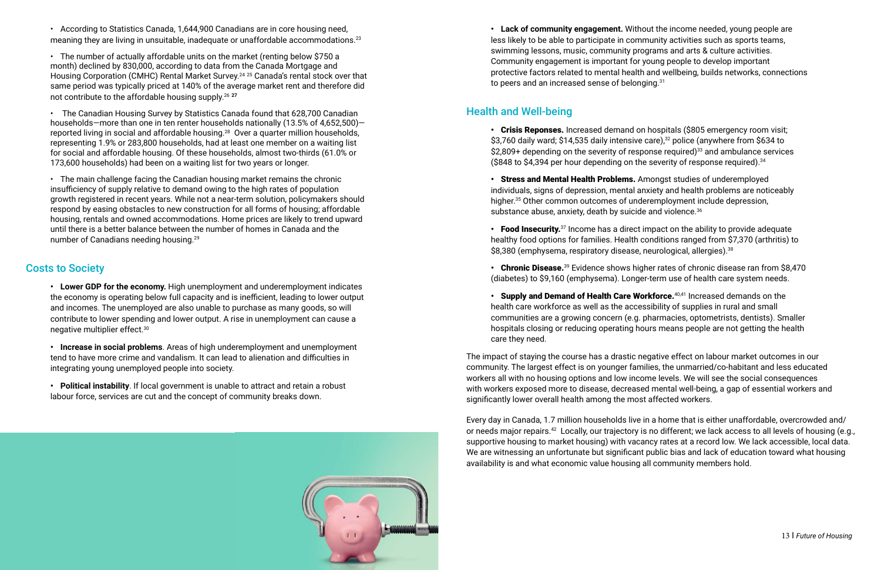- According to Statistics Canada, 1,644,900 Canadians are in core housing need, meaning they are living in unsuitable, inadequate or unaffordable accommodations.[23]

- The number of actually affordable units on the market (renting below $750 a month) declined by 830,000, according to data from the Canada Mortgage and Housing Corporation (CMHC) Rental Market Survey.[24 25] Canada's rental stock over that same period was typically priced at 140% of the average market rent and therefore did not contribute to the affordable housing supply.[26 27]

- The Canadian Housing Survey by Statistics Canada found that 628,700 Canadian households—more than one in ten renter households nationally (13.5% of 4,652,500)—reported living in social and affordable housing.[28] Over a quarter million households, representing 1.9% or 283,800 households, had at least one member on a waiting list for social and affordable housing. Of these households, almost two-thirds (61.0% or 173,600 households) had been on a waiting list for two years or longer.

- The main challenge facing the Canadian housing market remains the chronic insufficiency of supply relative to demand owing to the high rates of population growth registered in recent years. While not a near-term solution, policymakers should respond by easing obstacles to new construction for all forms of housing; affordable housing, rentals and owned accommodations. Home prices are likely to trend upward until there is a better balance between the number of homes in Canada and the number of Canadians needing housing.[29]

## Costs to Society

- **Lower GDP for the economy.** High unemployment and underemployment indicates the economy is operating below full capacity and is inefficient, leading to lower output and incomes. The unemployed are also unable to purchase as many goods, so will contribute to lower spending and lower output. A rise in unemployment can cause a negative multiplier effect.[30]

- **Increase in social problems**. Areas of high underemployment and unemployment tend to have more crime and vandalism. It can lead to alienation and difficulties in integrating young unemployed people into society.

- **Political instability**. If local government is unable to attract and retain a robust labour force, services are cut and the concept of community breaks down.

- **Lack of community engagement.** Without the income needed, young people are less likely to be able to participate in community activities such as sports teams, swimming lessons, music, community programs and arts & culture activities. Community engagement is important for young people to develop important protective factors related to mental health and wellbeing, builds networks, connections to peers and an increased sense of belonging.[31]

## Health and Well-being

- **Crisis Reponses.** Increased demand on hospitals ($805 emergency room visit; $3,760 daily ward; $14,535 daily intensive care),[32] police (anywhere from $634 to $2,809+ depending on the severity of response required)[33] and ambulance services ($848 to $4,394 per hour depending on the severity of response required).[34]

- **Stress and Mental Health Problems.** Amongst studies of underemployed individuals, signs of depression, mental anxiety and health problems are noticeably higher.[35] Other common outcomes of underemployment include depression, substance abuse, anxiety, death by suicide and violence.[36]

- **Food Insecurity.**[37] Income has a direct impact on the ability to provide adequate healthy food options for families. Health conditions ranged from $7,370 (arthritis) to $8,380 (emphysema, respiratory disease, neurological, allergies).[38]

- **Chronic Disease.**[39] Evidence shows higher rates of chronic disease ran from $8,470 (diabetes) to $9,160 (emphysema). Longer-term use of health care system needs.

- **Supply and Demand of Health Care Workforce.**[40,41] Increased demands on the health care workforce as well as the accessibility of supplies in rural and small communities are a growing concern (e.g. pharmacies, optometrists, dentists). Smaller hospitals closing or reducing operating hours means people are not getting the health care they need.

The impact of staying the course has a drastic negative effect on labour market outcomes in our community. The largest effect is on younger families, the unmarried/co-habitant and less educated workers all with no housing options and low income levels. We will see the social consequences with workers exposed more to disease, decreased mental well-being, a gap of essential workers and significantly lower overall health among the most affected workers.

Every day in Canada, 1.7 million households live in a home that is either unaffordable, overcrowded and/or needs major repairs.[42] Locally, our trajectory is no different; we lack access to all levels of housing (e.g., supportive housing to market housing) with vacancy rates at a record low. We lack accessible, local data. We are witnessing an unfortunate but significant public bias and lack of education toward what housing availability is and what economic value housing all community members hold.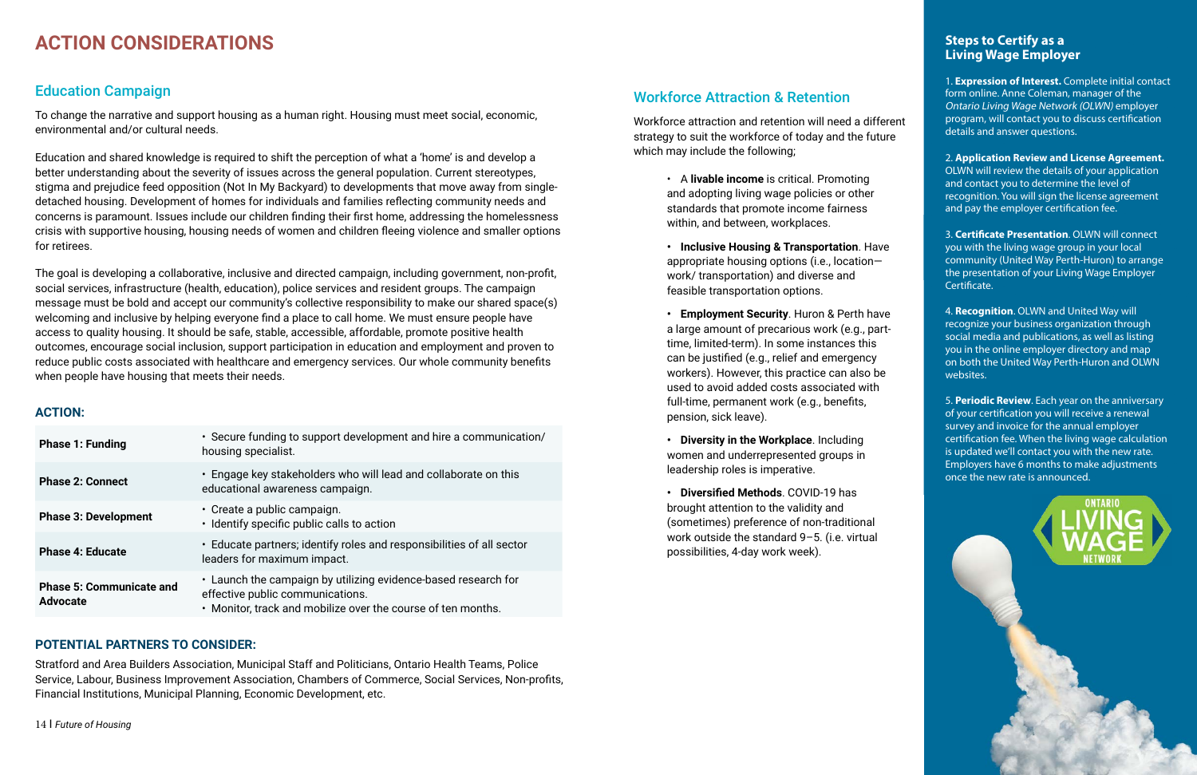# ACTION CONSIDERATIONS

## Education Campaign

To change the narrative and support housing as a human right. Housing must meet social, economic, environmental and/or cultural needs.

Education and shared knowledge is required to shift the perception of what a 'home' is and develop a better understanding about the severity of issues across the general population. Current stereotypes, stigma and prejudice feed opposition (Not In My Backyard) to developments that move away from single-detached housing. Development of homes for individuals and families reflecting community needs and concerns is paramount. Issues include our children finding their first home, addressing the homelessness crisis with supportive housing, housing needs of women and children fleeing violence and smaller options for retirees.

The goal is developing a collaborative, inclusive and directed campaign, including government, non-profit, social services, infrastructure (health, education), police services and resident groups. The campaign message must be bold and accept our community's collective responsibility to make our shared space(s) welcoming and inclusive by helping everyone find a place to call home. We must ensure people have access to quality housing. It should be safe, stable, accessible, affordable, promote positive health outcomes, encourage social inclusion, support participation in education and employment and proven to reduce public costs associated with healthcare and emergency services. Our whole community benefits when people have housing that meets their needs.

### ACTION:

| Phase | Action |
|---|---|
| **Phase 1: Funding** | • Secure funding to support development and hire a communication/ housing specialist. |
| **Phase 2: Connect** | • Engage key stakeholders who will lead and collaborate on this educational awareness campaign. |
| **Phase 3: Development** | • Create a public campaign.<br>• Identify specific public calls to action |
| **Phase 4: Educate** | • Educate partners; identify roles and responsibilities of all sector leaders for maximum impact. |
| **Phase 5: Communicate and Advocate** | • Launch the campaign by utilizing evidence-based research for effective public communications.<br>• Monitor, track and mobilize over the course of ten months. |

### POTENTIAL PARTNERS TO CONSIDER:

Stratford and Area Builders Association, Municipal Staff and Politicians, Ontario Health Teams, Police Service, Labour, Business Improvement Association, Chambers of Commerce, Social Services, Non-profits, Financial Institutions, Municipal Planning, Economic Development, etc.

## Workforce Attraction & Retention

Workforce attraction and retention will need a different strategy to suit the workforce of today and the future which may include the following;

- A **livable income** is critical. Promoting and adopting living wage policies or other standards that promote income fairness within, and between, workplaces.
- **Inclusive Housing & Transportation**. Have appropriate housing options (i.e., location—work/ transportation) and diverse and feasible transportation options.
- **Employment Security**. Huron & Perth have a large amount of precarious work (e.g., part-time, limited-term). In some instances this can be justified (e.g., relief and emergency workers). However, this practice can also be used to avoid added costs associated with full-time, permanent work (e.g., benefits, pension, sick leave).
- **Diversity in the Workplace**. Including women and underrepresented groups in leadership roles is imperative.
- **Diversified Methods**. COVID-19 has brought attention to the validity and (sometimes) preference of non-traditional work outside the standard 9–5. (i.e. virtual possibilities, 4-day work week).

## Steps to Certify as a Living Wage Employer

1. **Expression of Interest.** Complete initial contact form online. Anne Coleman, manager of the *Ontario Living Wage Network (OLWN)* employer program, will contact you to discuss certification details and answer questions.

2. **Application Review and License Agreement.** OLWN will review the details of your application and contact you to determine the level of recognition. You will sign the license agreement and pay the employer certification fee.

3. **Certificate Presentation**. OLWN will connect you with the living wage group in your local community (United Way Perth-Huron) to arrange the presentation of your Living Wage Employer Certificate.

4. **Recognition**. OLWN and United Way will recognize your business organization through social media and publications, as well as listing you in the online employer directory and map on both the United Way Perth-Huron and OLWN websites.

5. **Periodic Review**. Each year on the anniversary of your certification you will receive a renewal survey and invoice for the annual employer certification fee. When the living wage calculation is updated we'll contact you with the new rate. Employers have 6 months to make adjustments once the new rate is announced.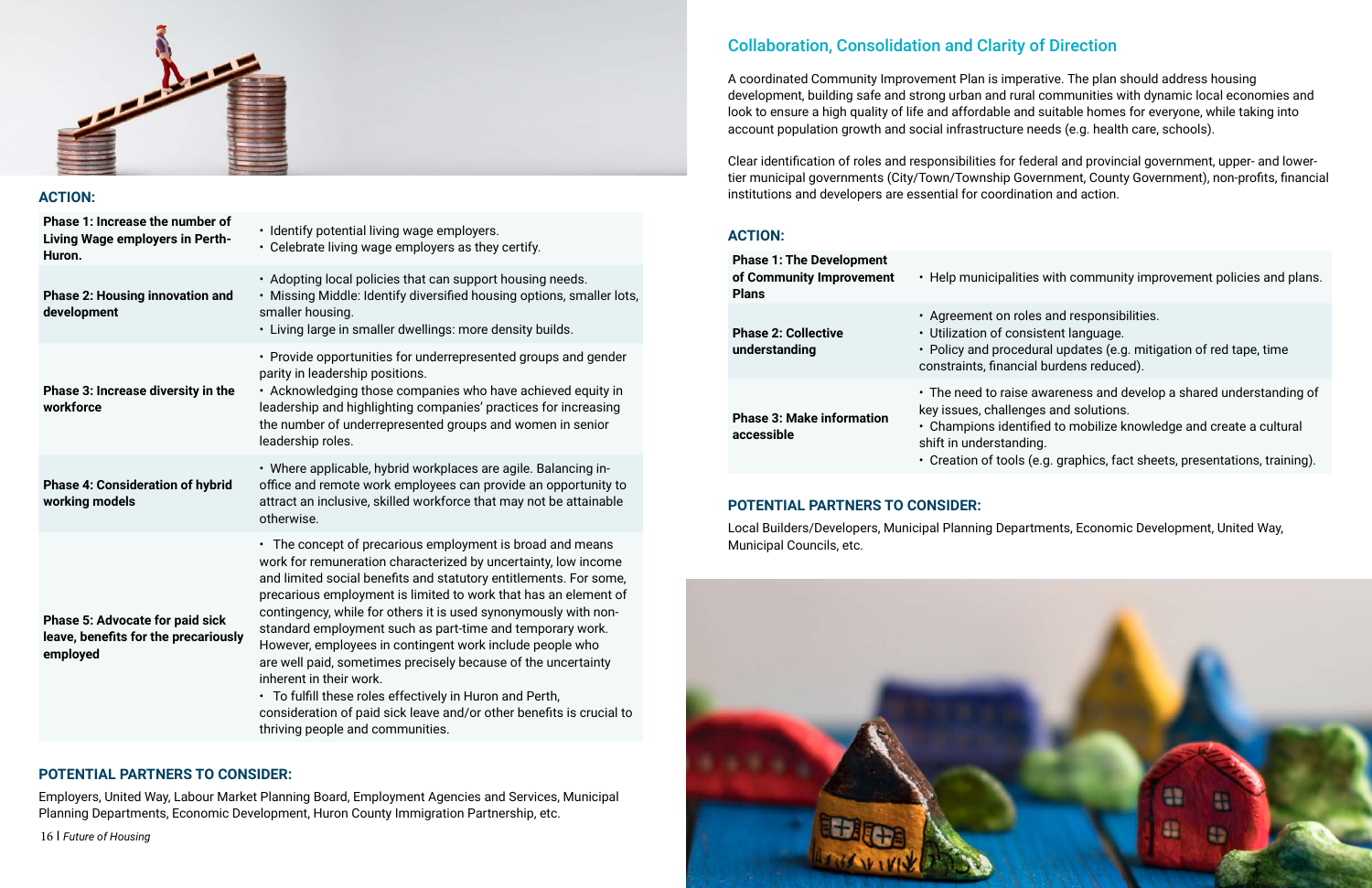### ACTION:

| Phase | Actions |
|---|---|
| **Phase 1: Increase the number of Living Wage employers in Perth-Huron.** | • Identify potential living wage employers.<br>• Celebrate living wage employers as they certify. |
| **Phase 2: Housing innovation and development** | • Adopting local policies that can support housing needs.<br>• Missing Middle: Identify diversified housing options, smaller lots, smaller housing.<br>• Living large in smaller dwellings: more density builds. |
| **Phase 3: Increase diversity in the workforce** | • Provide opportunities for underrepresented groups and gender parity in leadership positions.<br>• Acknowledging those companies who have achieved equity in leadership and highlighting companies' practices for increasing the number of underrepresented groups and women in senior leadership roles. |
| **Phase 4: Consideration of hybrid working models** | • Where applicable, hybrid workplaces are agile. Balancing in-office and remote work employees can provide an opportunity to attract an inclusive, skilled workforce that may not be attainable otherwise. |
| **Phase 5: Advocate for paid sick leave, benefits for the precariously employed** | • The concept of precarious employment is broad and means work for remuneration characterized by uncertainty, low income and limited social benefits and statutory entitlements. For some, precarious employment is limited to work that has an element of contingency, while for others it is used synonymously with non-standard employment such as part-time and temporary work. However, employees in contingent work include people who are well paid, sometimes precisely because of the uncertainty inherent in their work.<br>• To fulfill these roles effectively in Huron and Perth, consideration of paid sick leave and/or other benefits is crucial to thriving people and communities. |

### POTENTIAL PARTNERS TO CONSIDER:

Employers, United Way, Labour Market Planning Board, Employment Agencies and Services, Municipal Planning Departments, Economic Development, Huron County Immigration Partnership, etc.

## Collaboration, Consolidation and Clarity of Direction

A coordinated Community Improvement Plan is imperative. The plan should address housing development, building safe and strong urban and rural communities with dynamic local economies and look to ensure a high quality of life and affordable and suitable homes for everyone, while taking into account population growth and social infrastructure needs (e.g. health care, schools).

Clear identification of roles and responsibilities for federal and provincial government, upper- and lower-tier municipal governments (City/Town/Township Government, County Government), non-profits, financial institutions and developers are essential for coordination and action.

### ACTION:

| Phase | Actions |
|---|---|
| **Phase 1: The Development of Community Improvement Plans** | • Help municipalities with community improvement policies and plans. |
| **Phase 2: Collective understanding** | • Agreement on roles and responsibilities.<br>• Utilization of consistent language.<br>• Policy and procedural updates (e.g. mitigation of red tape, time constraints, financial burdens reduced). |
| **Phase 3: Make information accessible** | • The need to raise awareness and develop a shared understanding of key issues, challenges and solutions.<br>• Champions identified to mobilize knowledge and create a cultural shift in understanding.<br>• Creation of tools (e.g. graphics, fact sheets, presentations, training). |

### POTENTIAL PARTNERS TO CONSIDER:

Local Builders/Developers, Municipal Planning Departments, Economic Development, United Way, Municipal Councils, etc.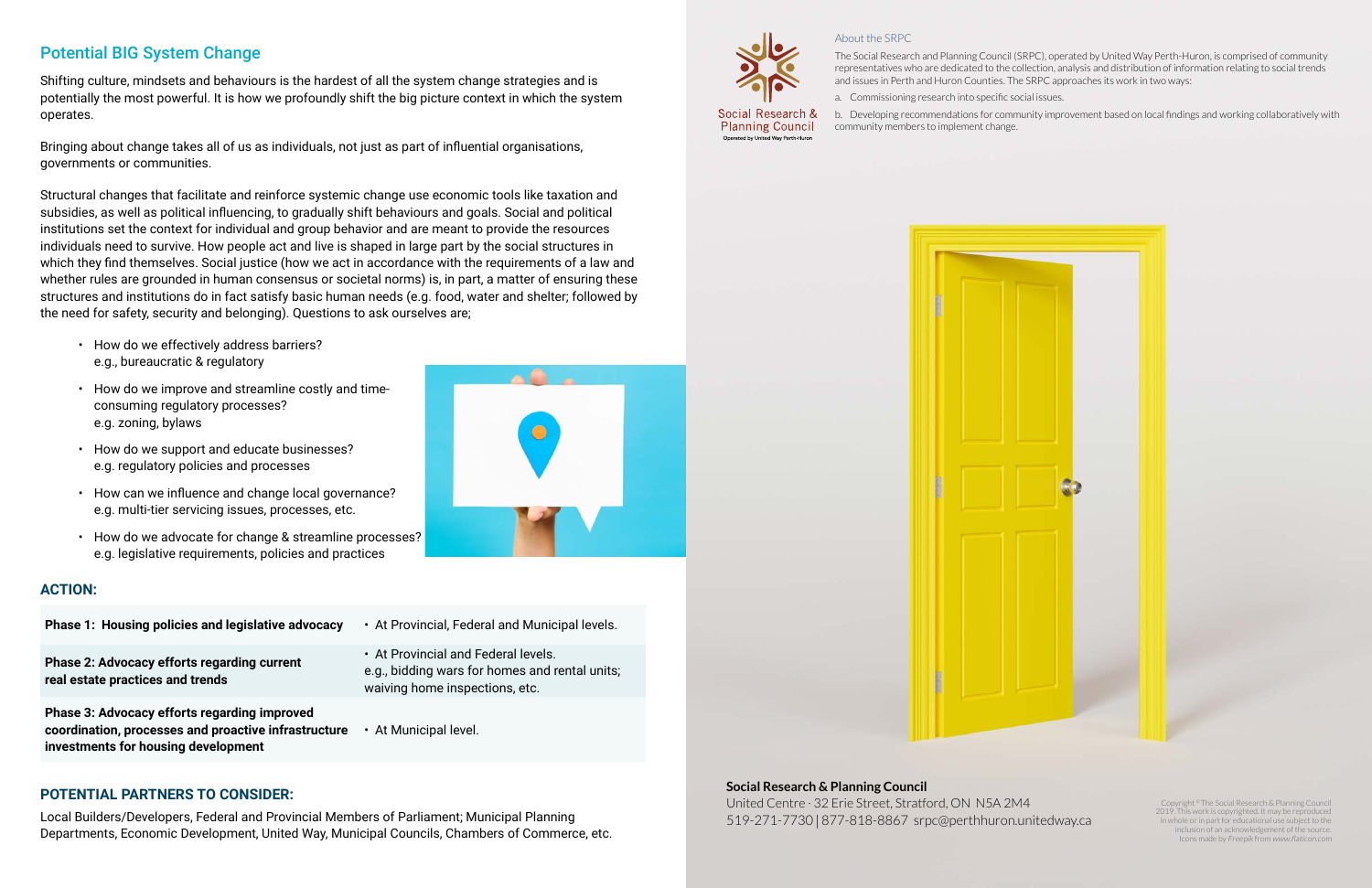## Potential BIG System Change

Shifting culture, mindsets and behaviours is the hardest of all the system change strategies and is potentially the most powerful. It is how we profoundly shift the big picture context in which the system operates.

Bringing about change takes all of us as individuals, not just as part of influential organisations, governments or communities.

Structural changes that facilitate and reinforce systemic change use economic tools like taxation and subsidies, as well as political influencing, to gradually shift behaviours and goals. Social and political institutions set the context for individual and group behavior and are meant to provide the resources individuals need to survive. How people act and live is shaped in large part by the social structures in which they find themselves. Social justice (how we act in accordance with the requirements of a law and whether rules are grounded in human consensus or societal norms) is, in part, a matter of ensuring these structures and institutions do in fact satisfy basic human needs (e.g. food, water and shelter; followed by the need for safety, security and belonging). Questions to ask ourselves are;

- How do we effectively address barriers? e.g., bureaucratic & regulatory
- How do we improve and streamline costly and time-consuming regulatory processes? e.g. zoning, bylaws
- How do we support and educate businesses? e.g. regulatory policies and processes
- How can we influence and change local governance? e.g. multi-tier servicing issues, processes, etc.
- How do we advocate for change & streamline processes? e.g. legislative requirements, policies and practices

### ACTION:

| | |
|---|---|
| **Phase 1: Housing policies and legislative advocacy** | • At Provincial, Federal and Municipal levels. |
| **Phase 2: Advocacy efforts regarding current real estate practices and trends** | • At Provincial and Federal levels. e.g., bidding wars for homes and rental units; waiving home inspections, etc. |
| **Phase 3: Advocacy efforts regarding improved coordination, processes and proactive infrastructure investments for housing development** | • At Municipal level. |

### POTENTIAL PARTNERS TO CONSIDER:

Local Builders/Developers, Federal and Provincial Members of Parliament; Municipal Planning Departments, Economic Development, United Way, Municipal Councils, Chambers of Commerce, etc.

Social Research & Planning Council
Operated by United Way Perth-Huron

About the SRPC

The Social Research and Planning Council (SRPC), operated by United Way Perth-Huron, is comprised of community representatives who are dedicated to the collection, analysis and distribution of information relating to social trends and issues in Perth and Huron Counties. The SRPC approaches its work in two ways:

a. Commissioning research into specific social issues.

b. Developing recommendations for community improvement based on local findings and working collaboratively with community members to implement change.

**Social Research & Planning Council**
United Centre · 32 Erie Street, Stratford, ON N5A 2M4
519-271-7730 | 877-818-8867 srpc@perthhuron.unitedway.ca

Copyright © The Social Research & Planning Council 2019. This work is copyrighted. It may be reproduced in whole or in part for educational use subject to the inclusion of an acknowledgement of the source. Icons made by *Freepik* from *www.flaticon.com*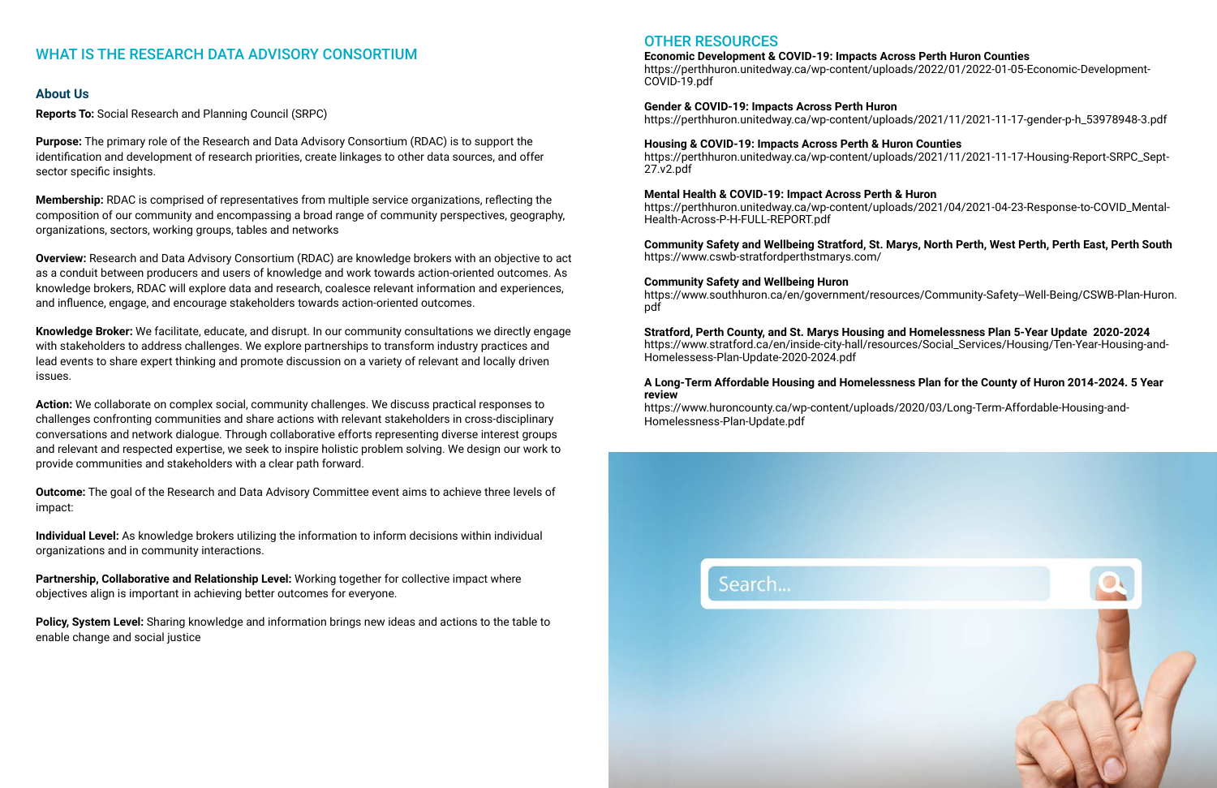# WHAT IS THE RESEARCH DATA ADVISORY CONSORTIUM

## About Us

**Reports To:** Social Research and Planning Council (SRPC)

**Purpose:** The primary role of the Research and Data Advisory Consortium (RDAC) is to support the identification and development of research priorities, create linkages to other data sources, and offer sector specific insights.

**Membership:** RDAC is comprised of representatives from multiple service organizations, reflecting the composition of our community and encompassing a broad range of community perspectives, geography, organizations, sectors, working groups, tables and networks

**Overview:** Research and Data Advisory Consortium (RDAC) are knowledge brokers with an objective to act as a conduit between producers and users of knowledge and work towards action-oriented outcomes. As knowledge brokers, RDAC will explore data and research, coalesce relevant information and experiences, and influence, engage, and encourage stakeholders towards action-oriented outcomes.

**Knowledge Broker:** We facilitate, educate, and disrupt. In our community consultations we directly engage with stakeholders to address challenges. We explore partnerships to transform industry practices and lead events to share expert thinking and promote discussion on a variety of relevant and locally driven issues.

**Action:** We collaborate on complex social, community challenges. We discuss practical responses to challenges confronting communities and share actions with relevant stakeholders in cross-disciplinary conversations and network dialogue. Through collaborative efforts representing diverse interest groups and relevant and respected expertise, we seek to inspire holistic problem solving. We design our work to provide communities and stakeholders with a clear path forward.

**Outcome:** The goal of the Research and Data Advisory Committee event aims to achieve three levels of impact:

**Individual Level:** As knowledge brokers utilizing the information to inform decisions within individual organizations and in community interactions.

**Partnership, Collaborative and Relationship Level:** Working together for collective impact where objectives align is important in achieving better outcomes for everyone.

**Policy, System Level:** Sharing knowledge and information brings new ideas and actions to the table to enable change and social justice

# OTHER RESOURCES

**Economic Development & COVID-19: Impacts Across Perth Huron Counties**
https://perthhuron.unitedway.ca/wp-content/uploads/2022/01/2022-01-05-Economic-Development-COVID-19.pdf

**Gender & COVID-19: Impacts Across Perth Huron**
https://perthhuron.unitedway.ca/wp-content/uploads/2021/11/2021-11-17-gender-p-h_53978948-3.pdf

**Housing & COVID-19: Impacts Across Perth & Huron Counties**
https://perthhuron.unitedway.ca/wp-content/uploads/2021/11/2021-11-17-Housing-Report-SRPC_Sept-27.v2.pdf

**Mental Health & COVID-19: Impact Across Perth & Huron**
https://perthhuron.unitedway.ca/wp-content/uploads/2021/04/2021-04-23-Response-to-COVID_Mental-Health-Across-P-H-FULL-REPORT.pdf

**Community Safety and Wellbeing Stratford, St. Marys, North Perth, West Perth, Perth East, Perth South**
https://www.cswb-stratfordperthstmarys.com/

**Community Safety and Wellbeing Huron**
https://www.southhuron.ca/en/government/resources/Community-Safety--Well-Being/CSWB-Plan-Huron.pdf

**Stratford, Perth County, and St. Marys Housing and Homelessness Plan 5-Year Update 2020-2024**
https://www.stratford.ca/en/inside-city-hall/resources/Social_Services/Housing/Ten-Year-Housing-and-Homelessess-Plan-Update-2020-2024.pdf

**A Long-Term Affordable Housing and Homelessness Plan for the County of Huron 2014-2024. 5 Year review**
https://www.huroncounty.ca/wp-content/uploads/2020/03/Long-Term-Affordable-Housing-and-Homelessness-Plan-Update.pdf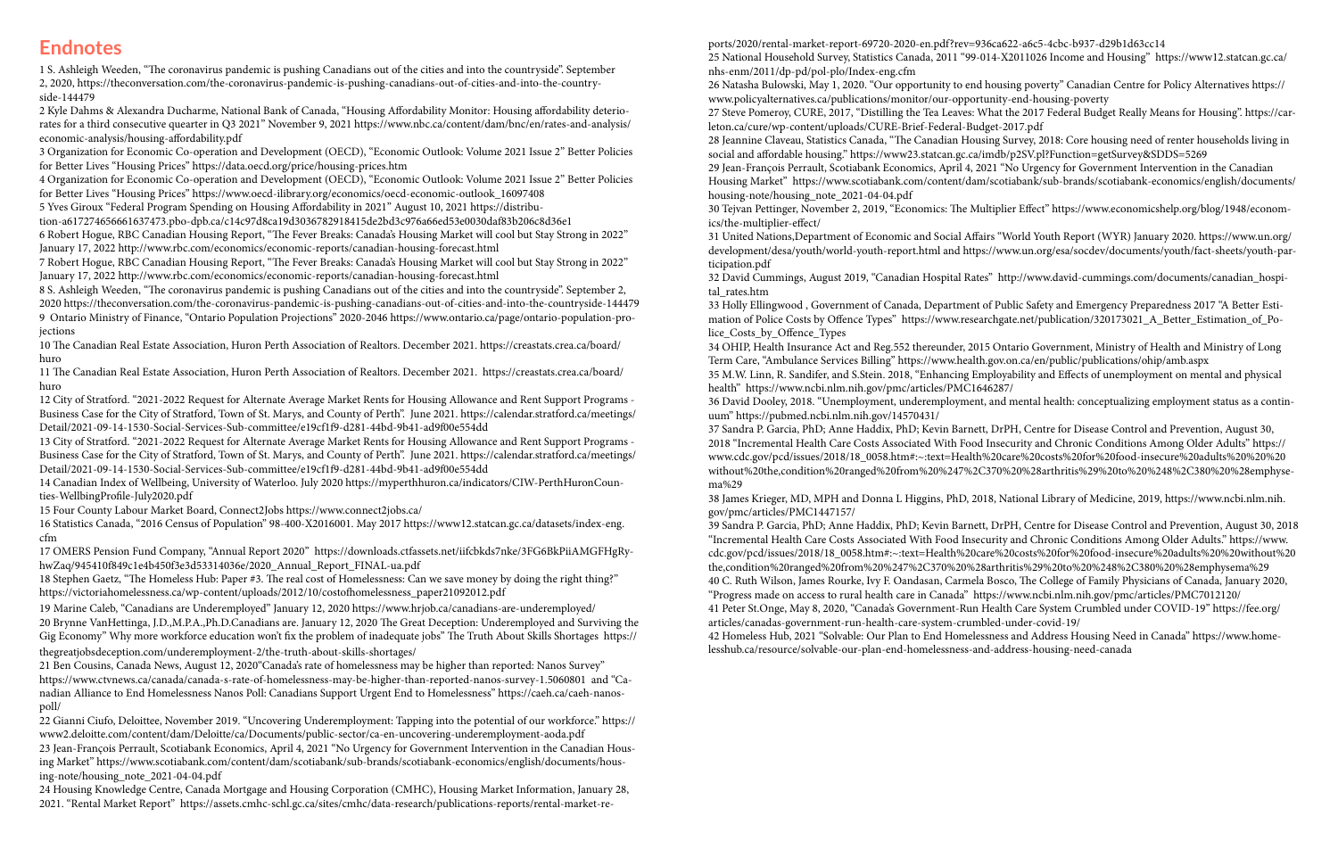# Endnotes

1 S. Ashleigh Weeden, "The coronavirus pandemic is pushing Canadians out of the cities and into the countryside". September 2, 2020, https://theconversation.com/the-coronavirus-pandemic-is-pushing-canadians-out-of-cities-and-into-the-countryside-144479

2 Kyle Dahms & Alexandra Ducharme, National Bank of Canada, "Housing Affordability Monitor: Housing affordability deteriorates for a third consecutive quearter in Q3 2021" November 9, 2021 https://www.nbc.ca/content/dam/bnc/en/rates-and-analysis/economic-analysis/housing-affordability.pdf

3 Organization for Economic Co-operation and Development (OECD), "Economic Outlook: Volume 2021 Issue 2" Better Policies for Better Lives "Housing Prices" https://data.oecd.org/price/housing-prices.htm

4 Organization for Economic Co-operation and Development (OECD), "Economic Outlook: Volume 2021 Issue 2" Better Policies for Better Lives "Housing Prices" https://www.oecd-ilibrary.org/economics/oecd-economic-outlook_16097408

5 Yves Giroux "Federal Program Spending on Housing Affordability in 2021" August 10, 2021 https://distribution-a617274656661637473.pbo-dpb.ca/c14c97d8ca19d3036782918415de2bd3c976a66ed53e0030daf83b206c8d36e1

6 Robert Hogue, RBC Canadian Housing Report, "The Fever Breaks: Canada's Housing Market will cool but Stay Strong in 2022" January 17, 2022 http://www.rbc.com/economics/economic-reports/canadian-housing-forecast.html

7 Robert Hogue, RBC Canadian Housing Report, "The Fever Breaks: Canada's Housing Market will cool but Stay Strong in 2022" January 17, 2022 http://www.rbc.com/economics/economic-reports/canadian-housing-forecast.html

8 S. Ashleigh Weeden, "The coronavirus pandemic is pushing Canadians out of the cities and into the countryside". September 2, 2020 https://theconversation.com/the-coronavirus-pandemic-is-pushing-canadians-out-of-cities-and-into-the-countryside-144479

9 Ontario Ministry of Finance, "Ontario Population Projections" 2020-2046 https://www.ontario.ca/page/ontario-population-projections

10 The Canadian Real Estate Association, Huron Perth Association of Realtors. December 2021. https://creastats.crea.ca/board/huro

11 The Canadian Real Estate Association, Huron Perth Association of Realtors. December 2021. https://creastats.crea.ca/board/huro

12 City of Stratford. "2021-2022 Request for Alternate Average Market Rents for Housing Allowance and Rent Support Programs - Business Case for the City of Stratford, Town of St. Marys, and County of Perth". June 2021. https://calendar.stratford.ca/meetings/Detail/2021-09-14-1530-Social-Services-Sub-committee/e19cf1f9-d281-44bd-9b41-ad9f00e554dd

13 City of Stratford. "2021-2022 Request for Alternate Average Market Rents for Housing Allowance and Rent Support Programs - Business Case for the City of Stratford, Town of St. Marys, and County of Perth". June 2021. https://calendar.stratford.ca/meetings/Detail/2021-09-14-1530-Social-Services-Sub-committee/e19cf1f9-d281-44bd-9b41-ad9f00e554dd

14 Canadian Index of Wellbeing, University of Waterloo. July 2020 https://myperthhuron.ca/indicators/CIW-PerthHuronCounties-WellbingProfile-July2020.pdf

15 Four County Labour Market Board, Connect2Jobs https://www.connect2jobs.ca/

16 Statistics Canada, "2016 Census of Population" 98-400-X2016001. May 2017 https://www12.statcan.gc.ca/datasets/index-eng.cfm

17 OMERS Pension Fund Company, "Annual Report 2020" https://downloads.ctfassets.net/iifcbkds7nke/3FG6BkPiiAMGFHgRyhwZaq/945410f849c1e4b450f3e3d53314036e/2020_Annual_Report_FINAL-ua.pdf

18 Stephen Gaetz, "The Homeless Hub: Paper #3. The real cost of Homelessness: Can we save money by doing the right thing?" https://victoriahomelessness.ca/wp-content/uploads/2012/10/costofhomelessness_paper21092012.pdf

19 Marine Caleb, "Canadians are Underemployed" January 12, 2020 https://www.hrjob.ca/canadians-are-underemployed/

20 Brynne VanHettinga, J.D.,M.P.A.,Ph.D.Canadians are. January 12, 2020 The Great Deception: Underemployed and Surviving the Gig Economy" Why more workforce education won't fix the problem of inadequate jobs" The Truth About Skills Shortages https://thegreatjobsdeception.com/underemployment-2/the-truth-about-skills-shortages/

21 Ben Cousins, Canada News, August 12, 2020"Canada's rate of homelessness may be higher than reported: Nanos Survey" https://www.ctvnews.ca/canada/canada-s-rate-of-homelessness-may-be-higher-than-reported-nanos-survey-1.5060801 and "Canadian Alliance to End Homelessness Nanos Poll: Canadians Support Urgent End to Homelessness" https://caeh.ca/caeh-nanos-poll/

22 Gianni Ciufo, Deloittee, November 2019. "Uncovering Underemployment: Tapping into the potential of our workforce." https://www2.deloitte.com/content/dam/Deloitte/ca/Documents/public-sector/ca-en-uncovering-underemployment-aoda.pdf

23 Jean-François Perrault, Scotiabank Economics, April 4, 2021 "No Urgency for Government Intervention in the Canadian Housing Market" https://www.scotiabank.com/content/dam/scotiabank/sub-brands/scotiabank-economics/english/documents/housing-note/housing_note_2021-04-04.pdf

24 Housing Knowledge Centre, Canada Mortgage and Housing Corporation (CMHC), Housing Market Information, January 28, 2021. "Rental Market Report" https://assets.cmhc-schl.gc.ca/sites/cmhc/data-research/publications-reports/rental-market-reports/2020/rental-market-report-69720-2020-en.pdf?rev=936ca622-a6c5-4cbc-b937-d29b1d63cc14

25 National Household Survey, Statistics Canada, 2011 "99-014-X2011026 Income and Housing" https://www12.statcan.gc.ca/nhs-enm/2011/dp-pd/pol-plo/Index-eng.cfm

26 Natasha Bulowski, May 1, 2020. "Our opportunity to end housing poverty" Canadian Centre for Policy Alternatives https://www.policyalternatives.ca/publications/monitor/our-opportunity-end-housing-poverty

27 Steve Pomeroy, CURE, 2017, "Distilling the Tea Leaves: What the 2017 Federal Budget Really Means for Housing". https://carleton.ca/cure/wp-content/uploads/CURE-Brief-Federal-Budget-2017.pdf

28 Jeannine Claveau, Statistics Canada, "The Canadian Housing Survey, 2018: Core housing need of renter households living in social and affordable housing." https://www23.statcan.gc.ca/imdb/p2SV.pl?Function=getSurvey&SDDS=5269

29 Jean-François Perrault, Scotiabank Economics, April 4, 2021 "No Urgency for Government Intervention in the Canadian Housing Market" https://www.scotiabank.com/content/dam/scotiabank/sub-brands/scotiabank-economics/english/documents/housing-note/housing_note_2021-04-04.pdf

30 Tejvan Pettinger, November 2, 2019, "Economics: The Multiplier Effect" https://www.economicshelp.org/blog/1948/economics/the-multiplier-effect/

31 United Nations,Department of Economic and Social Affairs "World Youth Report (WYR) January 2020. https://www.un.org/development/desa/youth/world-youth-report.html and https://www.un.org/esa/socdev/documents/youth/fact-sheets/youth-participation.pdf

32 David Cummings, August 2019, "Canadian Hospital Rates" http://www.david-cummings.com/documents/canadian_hospital_rates.htm

33 Holly Ellingwood , Government of Canada, Department of Public Safety and Emergency Preparedness 2017 "A Better Estimation of Police Costs by Offence Types" https://www.researchgate.net/publication/320173021_A_Better_Estimation_of_Police_Costs_by_Offence_Types

34 OHIP, Health Insurance Act and Reg.552 thereunder, 2015 Ontario Government, Ministry of Health and Ministry of Long Term Care, "Ambulance Services Billing" https://www.health.gov.on.ca/en/public/publications/ohip/amb.aspx

35 M.W. Linn, R. Sandifer, and S.Stein. 2018, "Enhancing Employability and Effects of unemployment on mental and physical health" https://www.ncbi.nlm.nih.gov/pmc/articles/PMC1646287/

36 David Dooley, 2018. "Unemployment, underemployment, and mental health: conceptualizing employment status as a continuum" https://pubmed.ncbi.nlm.nih.gov/14570431/

37 Sandra P. Garcia, PhD; Anne Haddix, PhD; Kevin Barnett, DrPH, Centre for Disease Control and Prevention, August 30, 2018 "Incremental Health Care Costs Associated With Food Insecurity and Chronic Conditions Among Older Adults" https://www.cdc.gov/pcd/issues/2018/18_0058.htm#:~:text=Health%20care%20costs%20for%20food-insecure%20adults%20%20without%20the,condition%20ranged%20from%20%247%2C370%20%28arthritis%29%20to%20%248%2C380%20%28emphysema%29

38 James Krieger, MD, MPH and Donna L Higgins, PhD, 2018, National Library of Medicine, 2019, https://www.ncbi.nlm.nih.gov/pmc/articles/PMC1447157/

39 Sandra P. Garcia, PhD; Anne Haddix, PhD; Kevin Barnett, DrPH, Centre for Disease Control and Prevention, August 30, 2018 "Incremental Health Care Costs Associated With Food Insecurity and Chronic Conditions Among Older Adults." https://www.cdc.gov/pcd/issues/2018/18_0058.htm#:~:text=Health%20care%20costs%20for%20food-insecure%20adults%20%20without%20the,condition%20ranged%20from%20%247%2C370%20%28arthritis%29%20to%20%248%2C380%20%28emphysema%29

40 C. Ruth Wilson, James Rourke, Ivy F. Oandasan, Carmela Bosco, The College of Family Physicians of Canada, January 2020, "Progress made on access to rural health care in Canada" https://www.ncbi.nlm.nih.gov/pmc/articles/PMC7012120/

41 Peter St.Onge, May 8, 2020, "Canada's Government-Run Health Care System Crumbled under COVID-19" https://fee.org/articles/canadas-government-run-health-care-system-crumbled-under-covid-19/

42 Homeless Hub, 2021 "Solvable: Our Plan to End Homelessness and Address Housing Need in Canada" https://www.homelesshub.ca/resource/solvable-our-plan-end-homelessness-and-address-housing-need-canada